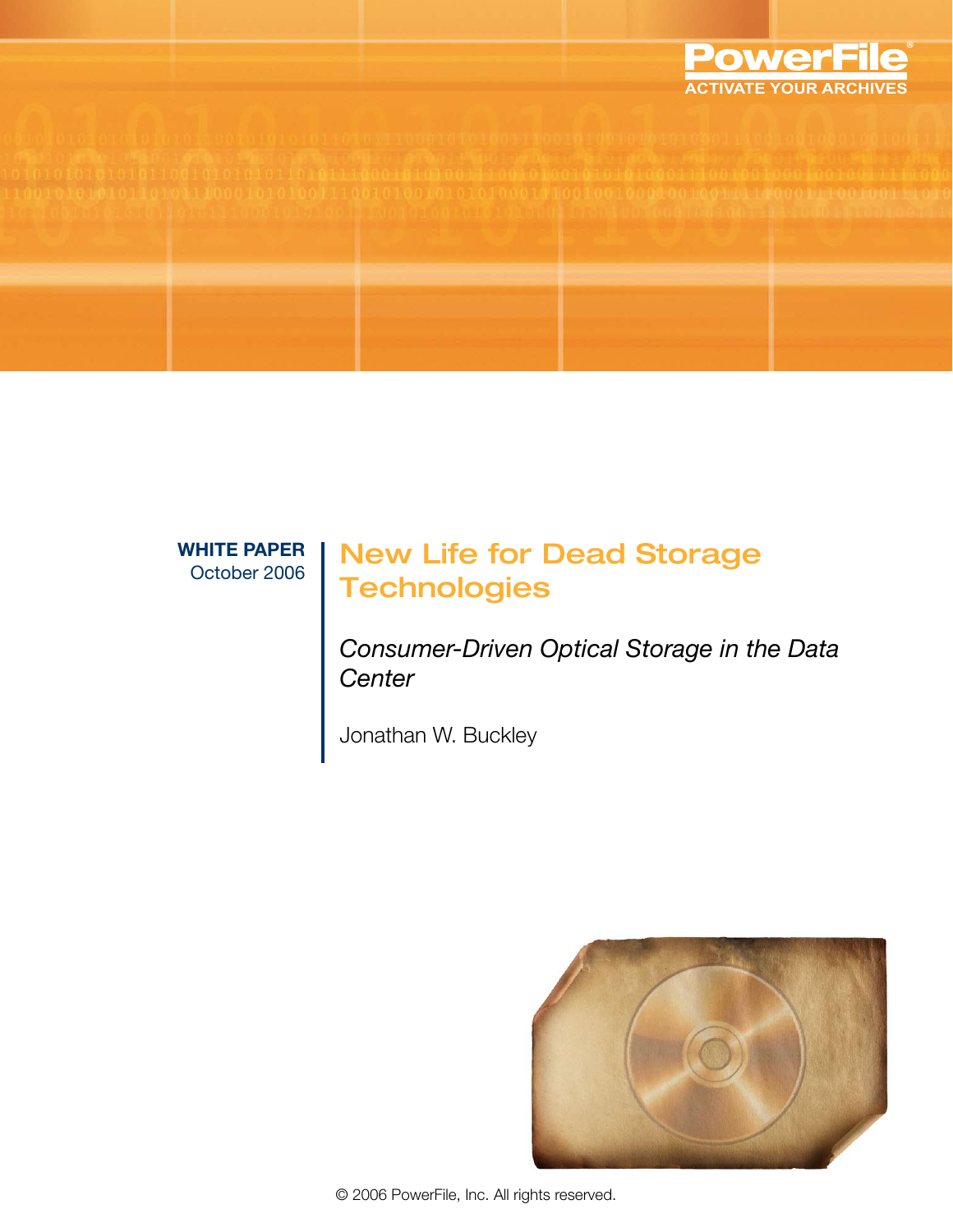PowerFile®

ACTIVATE YOUR ARCHIVES

**WHITE PAPER**
October 2006

# New Life for Dead Storage Technologies

*Consumer-Driven Optical Storage in the Data Center*

Jonathan W. Buckley

© 2006 PowerFile, Inc. All rights reserved.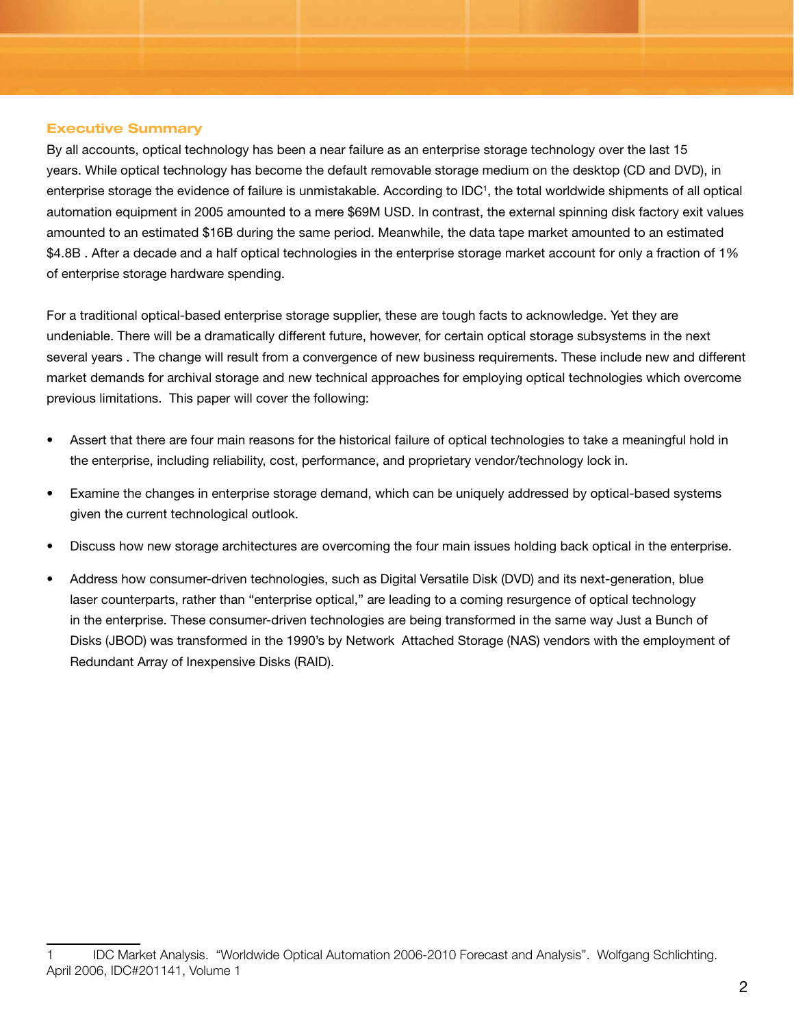## Executive Summary

By all accounts, optical technology has been a near failure as an enterprise storage technology over the last 15 years. While optical technology has become the default removable storage medium on the desktop (CD and DVD), in enterprise storage the evidence of failure is unmistakable. According to IDC[1], the total worldwide shipments of all optical automation equipment in 2005 amounted to a mere $69M USD. In contrast, the external spinning disk factory exit values amounted to an estimated $16B during the same period. Meanwhile, the data tape market amounted to an estimated $4.8B . After a decade and a half optical technologies in the enterprise storage market account for only a fraction of 1% of enterprise storage hardware spending.

For a traditional optical-based enterprise storage supplier, these are tough facts to acknowledge. Yet they are undeniable. There will be a dramatically different future, however, for certain optical storage subsystems in the next several years . The change will result from a convergence of new business requirements. These include new and different market demands for archival storage and new technical approaches for employing optical technologies which overcome previous limitations. This paper will cover the following:

- Assert that there are four main reasons for the historical failure of optical technologies to take a meaningful hold in the enterprise, including reliability, cost, performance, and proprietary vendor/technology lock in.
- Examine the changes in enterprise storage demand, which can be uniquely addressed by optical-based systems given the current technological outlook.
- Discuss how new storage architectures are overcoming the four main issues holding back optical in the enterprise.
- Address how consumer-driven technologies, such as Digital Versatile Disk (DVD) and its next-generation, blue laser counterparts, rather than "enterprise optical," are leading to a coming resurgence of optical technology in the enterprise. These consumer-driven technologies are being transformed in the same way Just a Bunch of Disks (JBOD) was transformed in the 1990's by Network Attached Storage (NAS) vendors with the employment of Redundant Array of Inexpensive Disks (RAID).

---

1 IDC Market Analysis. "Worldwide Optical Automation 2006-2010 Forecast and Analysis". Wolfgang Schlichting. April 2006, IDC#201141, Volume 1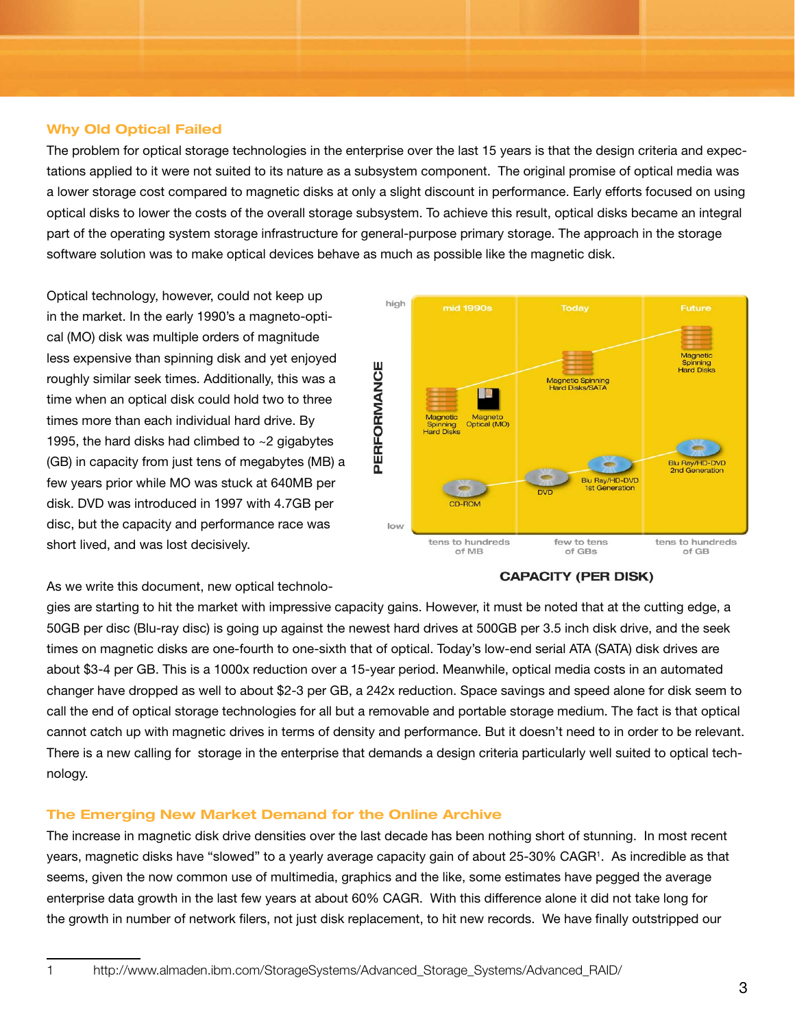## Why Old Optical Failed

The problem for optical storage technologies in the enterprise over the last 15 years is that the design criteria and expectations applied to it were not suited to its nature as a subsystem component. The original promise of optical media was a lower storage cost compared to magnetic disks at only a slight discount in performance. Early efforts focused on using optical disks to lower the costs of the overall storage subsystem. To achieve this result, optical disks became an integral part of the operating system storage infrastructure for general-purpose primary storage. The approach in the storage software solution was to make optical devices behave as much as possible like the magnetic disk.

Optical technology, however, could not keep up in the market. In the early 1990's a magneto-optical (MO) disk was multiple orders of magnitude less expensive than spinning disk and yet enjoyed roughly similar seek times. Additionally, this was a time when an optical disk could hold two to three times more than each individual hard drive. By 1995, the hard disks had climbed to ~2 gigabytes (GB) in capacity from just tens of megabytes (MB) a few years prior while MO was stuck at 640MB per disk. DVD was introduced in 1997 with 4.7GB per disc, but the capacity and performance race was short lived, and was lost decisively.

As we write this document, new optical technologies are starting to hit the market with impressive capacity gains. However, it must be noted that at the cutting edge, a 50GB per disc (Blu-ray disc) is going up against the newest hard drives at 500GB per 3.5 inch disk drive, and the seek times on magnetic disks are one-fourth to one-sixth that of optical. Today's low-end serial ATA (SATA) disk drives are about $3-4 per GB. This is a 1000x reduction over a 15-year period. Meanwhile, optical media costs in an automated changer have dropped as well to about $2-3 per GB, a 242x reduction. Space savings and speed alone for disk seem to call the end of optical storage technologies for all but a removable and portable storage medium. The fact is that optical cannot catch up with magnetic drives in terms of density and performance. But it doesn't need to in order to be relevant. There is a new calling for storage in the enterprise that demands a design criteria particularly well suited to optical technology.

## The Emerging New Market Demand for the Online Archive

The increase in magnetic disk drive densities over the last decade has been nothing short of stunning. In most recent years, magnetic disks have "slowed" to a yearly average capacity gain of about 25-30% CAGR[1]. As incredible as that seems, given the now common use of multimedia, graphics and the like, some estimates have pegged the average enterprise data growth in the last few years at about 60% CAGR. With this difference alone it did not take long for the growth in number of network filers, not just disk replacement, to hit new records. We have finally outstripped our

1 http://www.almaden.ibm.com/StorageSystems/Advanced_Storage_Systems/Advanced_RAID/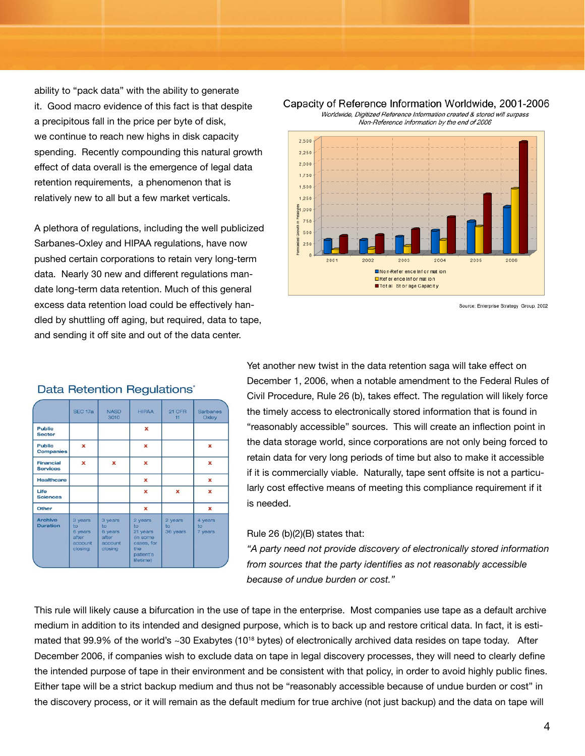ability to "pack data" with the ability to generate it. Good macro evidence of this fact is that despite a precipitous fall in the price per byte of disk, we continue to reach new highs in disk capacity spending. Recently compounding this natural growth effect of data overall is the emergence of legal data retention requirements, a phenomenon that is relatively new to all but a few market verticals.

A plethora of regulations, including the well publicized Sarbanes-Oxley and HIPAA regulations, have now pushed certain corporations to retain very long-term data. Nearly 30 new and different regulations mandate long-term data retention. Much of this general excess data retention load could be effectively handled by shuttling off aging, but required, data to tape, and sending it off site and out of the data center.

## Capacity of Reference Information Worldwide, 2001-2006

*Worldwide, Digitized Reference Information created & stored will surpass Non-Reference Information by the end of 2006*

Forecasted Growth in Petabytes

Legend: Non-Reference Information; Reference Information; Total Storage Capacity

Years: 2001, 2002, 2003, 2004, 2005, 2006

Source: Enterprise Strategy Group, 2002

## Data Retention Regulations*

| | SEC 17a | NASD 3010 | HIPAA | 21 CFR 11 | Sarbanes Oxley |
|---|---|---|---|---|---|
| **Public Sector** | | | x | | |
| **Public Companies** | x | | x | | x |
| **Financial Services** | x | x | x | | x |
| **Healthcare** | | | x | | x |
| **Life Sciences** | | | x | x | x |
| **Other** | | | x | | x |
| **Archive Duration** | 3 years to 6 years after account closing | 3 years to 6 years after account closing | 2 years to 21 years (in some cases, for the patient's lifetime) | 2 years to 36 years | 4 years to 7 years |

Yet another new twist in the data retention saga will take effect on December 1, 2006, when a notable amendment to the Federal Rules of Civil Procedure, Rule 26 (b), takes effect. The regulation will likely force the timely access to electronically stored information that is found in "reasonably accessible" sources. This will create an inflection point in the data storage world, since corporations are not only being forced to retain data for very long periods of time but also to make it accessible if it is commercially viable. Naturally, tape sent offsite is not a particularly cost effective means of meeting this compliance requirement if it is needed.

Rule 26 (b)(2)(B) states that:

*"A party need not provide discovery of electronically stored information from sources that the party identifies as not reasonably accessible because of undue burden or cost."*

This rule will likely cause a bifurcation in the use of tape in the enterprise. Most companies use tape as a default archive medium in addition to its intended and designed purpose, which is to back up and restore critical data. In fact, it is estimated that 99.9% of the world's ~30 Exabytes ($10^{18}$ bytes) of electronically archived data resides on tape today. After December 2006, if companies wish to exclude data on tape in legal discovery processes, they will need to clearly define the intended purpose of tape in their environment and be consistent with that policy, in order to avoid highly public fines. Either tape will be a strict backup medium and thus not be "reasonably accessible because of undue burden or cost" in the discovery process, or it will remain as the default medium for true archive (not just backup) and the data on tape will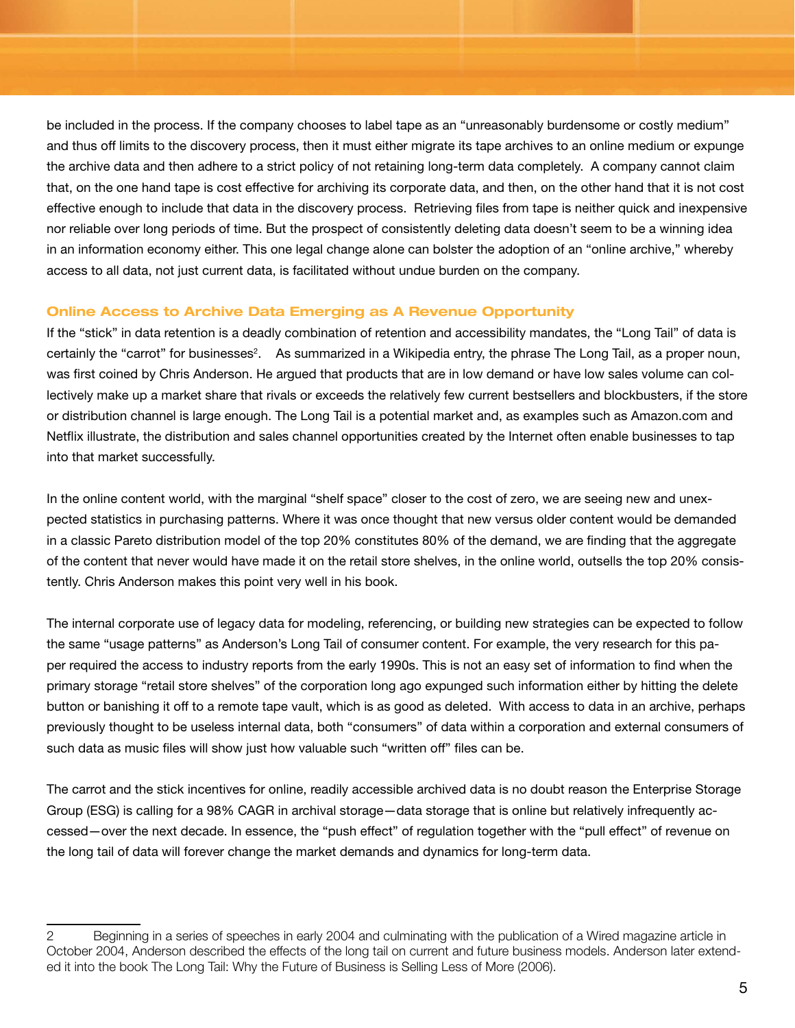be included in the process. If the company chooses to label tape as an "unreasonably burdensome or costly medium" and thus off limits to the discovery process, then it must either migrate its tape archives to an online medium or expunge the archive data and then adhere to a strict policy of not retaining long-term data completely. A company cannot claim that, on the one hand tape is cost effective for archiving its corporate data, and then, on the other hand that it is not cost effective enough to include that data in the discovery process. Retrieving files from tape is neither quick and inexpensive nor reliable over long periods of time. But the prospect of consistently deleting data doesn't seem to be a winning idea in an information economy either. This one legal change alone can bolster the adoption of an "online archive," whereby access to all data, not just current data, is facilitated without undue burden on the company.

## Online Access to Archive Data Emerging as A Revenue Opportunity

If the "stick" in data retention is a deadly combination of retention and accessibility mandates, the "Long Tail" of data is certainly the "carrot" for businesses[2]. As summarized in a Wikipedia entry, the phrase The Long Tail, as a proper noun, was first coined by Chris Anderson. He argued that products that are in low demand or have low sales volume can collectively make up a market share that rivals or exceeds the relatively few current bestsellers and blockbusters, if the store or distribution channel is large enough. The Long Tail is a potential market and, as examples such as Amazon.com and Netflix illustrate, the distribution and sales channel opportunities created by the Internet often enable businesses to tap into that market successfully.

In the online content world, with the marginal "shelf space" closer to the cost of zero, we are seeing new and unexpected statistics in purchasing patterns. Where it was once thought that new versus older content would be demanded in a classic Pareto distribution model of the top 20% constitutes 80% of the demand, we are finding that the aggregate of the content that never would have made it on the retail store shelves, in the online world, outsells the top 20% consistently. Chris Anderson makes this point very well in his book.

The internal corporate use of legacy data for modeling, referencing, or building new strategies can be expected to follow the same "usage patterns" as Anderson's Long Tail of consumer content. For example, the very research for this paper required the access to industry reports from the early 1990s. This is not an easy set of information to find when the primary storage "retail store shelves" of the corporation long ago expunged such information either by hitting the delete button or banishing it off to a remote tape vault, which is as good as deleted. With access to data in an archive, perhaps previously thought to be useless internal data, both "consumers" of data within a corporation and external consumers of such data as music files will show just how valuable such "written off" files can be.

The carrot and the stick incentives for online, readily accessible archived data is no doubt reason the Enterprise Storage Group (ESG) is calling for a 98% CAGR in archival storage—data storage that is online but relatively infrequently accessed—over the next decade. In essence, the "push effect" of regulation together with the "pull effect" of revenue on the long tail of data will forever change the market demands and dynamics for long-term data.

---

2 Beginning in a series of speeches in early 2004 and culminating with the publication of a Wired magazine article in October 2004, Anderson described the effects of the long tail on current and future business models. Anderson later extended it into the book The Long Tail: Why the Future of Business is Selling Less of More (2006).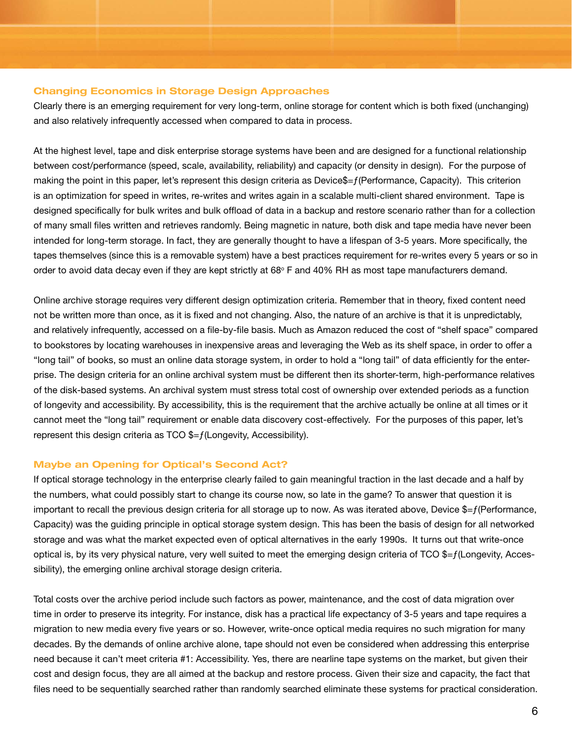## Changing Economics in Storage Design Approaches

Clearly there is an emerging requirement for very long-term, online storage for content which is both fixed (unchanging) and also relatively infrequently accessed when compared to data in process.

At the highest level, tape and disk enterprise storage systems have been and are designed for a functional relationship between cost/performance (speed, scale, availability, reliability) and capacity (or density in design). For the purpose of making the point in this paper, let's represent this design criteria as Device$=ƒ(Performance, Capacity). This criterion is an optimization for speed in writes, re-writes and writes again in a scalable multi-client shared environment. Tape is designed specifically for bulk writes and bulk offload of data in a backup and restore scenario rather than for a collection of many small files written and retrieves randomly. Being magnetic in nature, both disk and tape media have never been intended for long-term storage. In fact, they are generally thought to have a lifespan of 3-5 years. More specifically, the tapes themselves (since this is a removable system) have a best practices requirement for re-writes every 5 years or so in order to avoid data decay even if they are kept strictly at 68° F and 40% RH as most tape manufacturers demand.

Online archive storage requires very different design optimization criteria. Remember that in theory, fixed content need not be written more than once, as it is fixed and not changing. Also, the nature of an archive is that it is unpredictably, and relatively infrequently, accessed on a file-by-file basis. Much as Amazon reduced the cost of "shelf space" compared to bookstores by locating warehouses in inexpensive areas and leveraging the Web as its shelf space, in order to offer a "long tail" of books, so must an online data storage system, in order to hold a "long tail" of data efficiently for the enterprise. The design criteria for an online archival system must be different then its shorter-term, high-performance relatives of the disk-based systems. An archival system must stress total cost of ownership over extended periods as a function of longevity and accessibility. By accessibility, this is the requirement that the archive actually be online at all times or it cannot meet the "long tail" requirement or enable data discovery cost-effectively. For the purposes of this paper, let's represent this design criteria as TCO $=ƒ(Longevity, Accessibility).

## Maybe an Opening for Optical's Second Act?

If optical storage technology in the enterprise clearly failed to gain meaningful traction in the last decade and a half by the numbers, what could possibly start to change its course now, so late in the game? To answer that question it is important to recall the previous design criteria for all storage up to now. As was iterated above, Device $=ƒ(Performance, Capacity) was the guiding principle in optical storage system design. This has been the basis of design for all networked storage and was what the market expected even of optical alternatives in the early 1990s. It turns out that write-once optical is, by its very physical nature, very well suited to meet the emerging design criteria of TCO $=ƒ(Longevity, Accessibility), the emerging online archival storage design criteria.

Total costs over the archive period include such factors as power, maintenance, and the cost of data migration over time in order to preserve its integrity. For instance, disk has a practical life expectancy of 3-5 years and tape requires a migration to new media every five years or so. However, write-once optical media requires no such migration for many decades. By the demands of online archive alone, tape should not even be considered when addressing this enterprise need because it can't meet criteria #1: Accessibility. Yes, there are nearline tape systems on the market, but given their cost and design focus, they are all aimed at the backup and restore process. Given their size and capacity, the fact that files need to be sequentially searched rather than randomly searched eliminate these systems for practical consideration.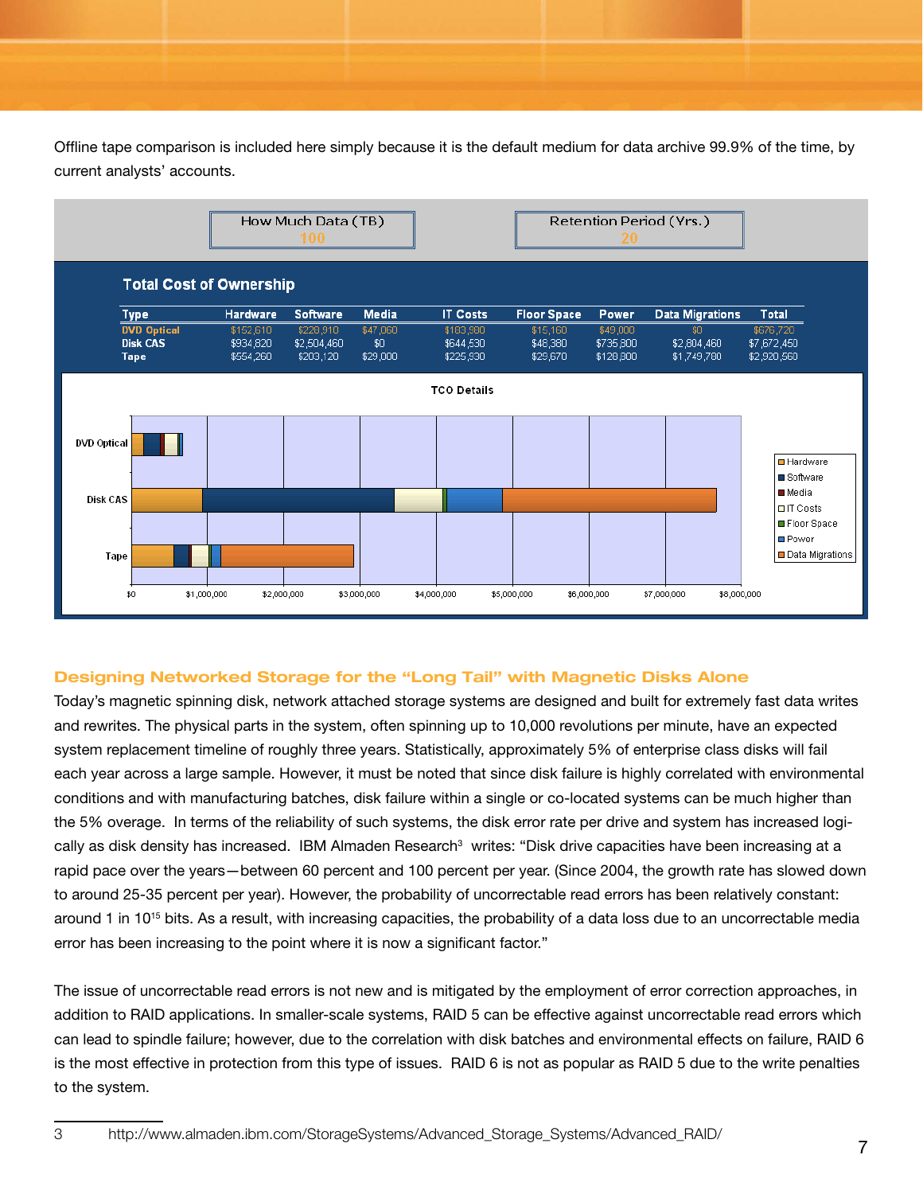Offline tape comparison is included here simply because it is the default medium for data archive 99.9% of the time, by current analysts' accounts.

| How Much Data (TB) | Retention Period (Yrs.) |
|---|---|
| 100 | 20 |

**Total Cost of Ownership**

| Type | Hardware | Software | Media | IT Costs | Floor Space | Power | Data Migrations | Total |
|---|---|---|---|---|---|---|---|---|
| DVD Optical | $152,610 | $228,910 | $47,060 | $183,980 | $15,160 | $49,000 | $0 | $676,720 |
| Disk CAS | $934,820 | $2,504,460 | $0 | $644,530 | $48,380 | $735,800 | $2,804,460 | $7,672,450 |
| Tape | $554,260 | $203,120 | $29,000 | $225,930 | $29,670 | $128,800 | $1,749,780 | $2,920,560 |

TCO Details

## Designing Networked Storage for the "Long Tail" with Magnetic Disks Alone

Today's magnetic spinning disk, network attached storage systems are designed and built for extremely fast data writes and rewrites. The physical parts in the system, often spinning up to 10,000 revolutions per minute, have an expected system replacement timeline of roughly three years. Statistically, approximately 5% of enterprise class disks will fail each year across a large sample. However, it must be noted that since disk failure is highly correlated with environmental conditions and with manufacturing batches, disk failure within a single or co-located systems can be much higher than the 5% overage. In terms of the reliability of such systems, the disk error rate per drive and system has increased logically as disk density has increased. IBM Almaden Research[3] writes: "Disk drive capacities have been increasing at a rapid pace over the years—between 60 percent and 100 percent per year. (Since 2004, the growth rate has slowed down to around 25-35 percent per year). However, the probability of uncorrectable read errors has been relatively constant: around 1 in $10^{15}$ bits. As a result, with increasing capacities, the probability of a data loss due to an uncorrectable media error has been increasing to the point where it is now a significant factor."

The issue of uncorrectable read errors is not new and is mitigated by the employment of error correction approaches, in addition to RAID applications. In smaller-scale systems, RAID 5 can be effective against uncorrectable read errors which can lead to spindle failure; however, due to the correlation with disk batches and environmental effects on failure, RAID 6 is the most effective in protection from this type of issues. RAID 6 is not as popular as RAID 5 due to the write penalties to the system.

3 http://www.almaden.ibm.com/StorageSystems/Advanced_Storage_Systems/Advanced_RAID/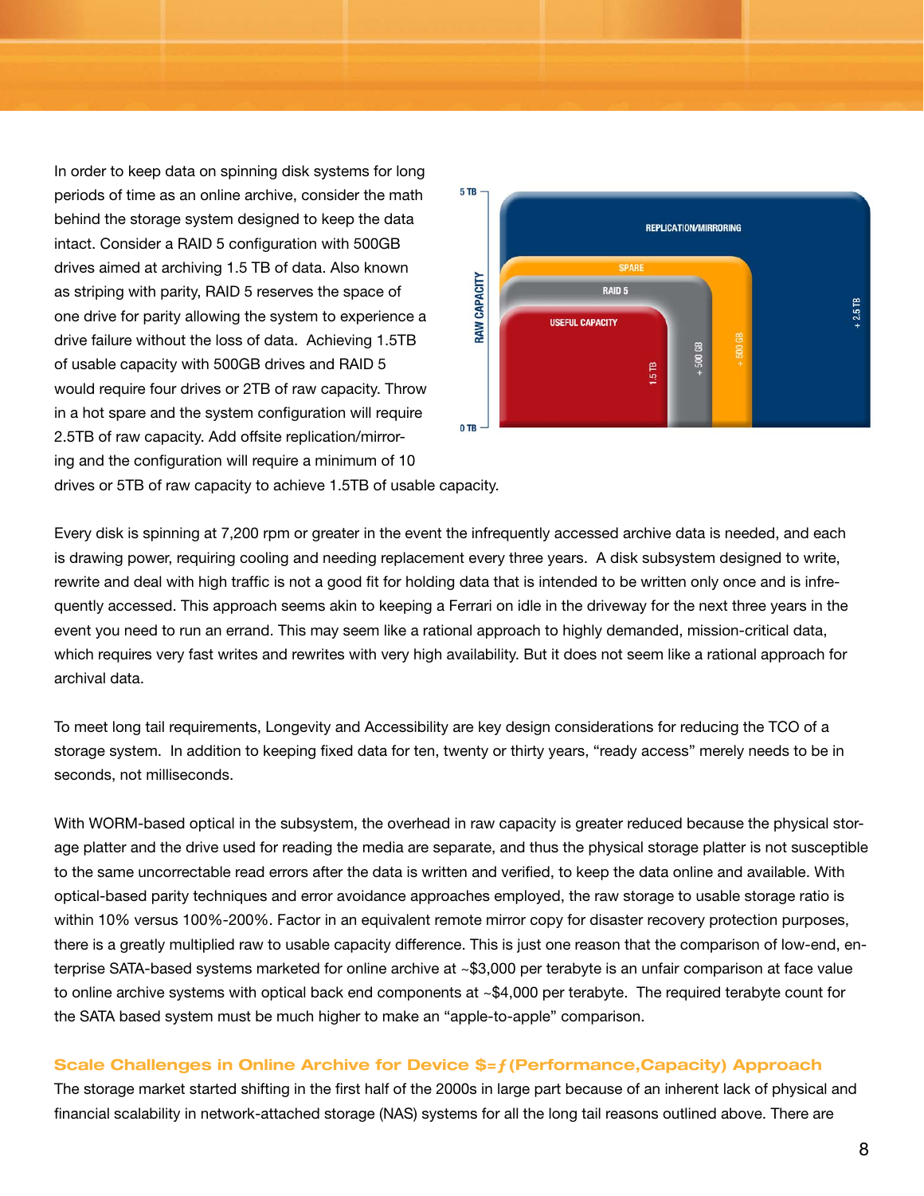In order to keep data on spinning disk systems for long periods of time as an online archive, consider the math behind the storage system designed to keep the data intact. Consider a RAID 5 configuration with 500GB drives aimed at archiving 1.5 TB of data. Also known as striping with parity, RAID 5 reserves the space of one drive for parity allowing the system to experience a drive failure without the loss of data. Achieving 1.5TB of usable capacity with 500GB drives and RAID 5 would require four drives or 2TB of raw capacity. Throw in a hot spare and the system configuration will require 2.5TB of raw capacity. Add offsite replication/mirroring and the configuration will require a minimum of 10 drives or 5TB of raw capacity to achieve 1.5TB of usable capacity.

Every disk is spinning at 7,200 rpm or greater in the event the infrequently accessed archive data is needed, and each is drawing power, requiring cooling and needing replacement every three years. A disk subsystem designed to write, rewrite and deal with high traffic is not a good fit for holding data that is intended to be written only once and is infrequently accessed. This approach seems akin to keeping a Ferrari on idle in the driveway for the next three years in the event you need to run an errand. This may seem like a rational approach to highly demanded, mission-critical data, which requires very fast writes and rewrites with very high availability. But it does not seem like a rational approach for archival data.

To meet long tail requirements, Longevity and Accessibility are key design considerations for reducing the TCO of a storage system. In addition to keeping fixed data for ten, twenty or thirty years, "ready access" merely needs to be in seconds, not milliseconds.

With WORM-based optical in the subsystem, the overhead in raw capacity is greater reduced because the physical storage platter and the drive used for reading the media are separate, and thus the physical storage platter is not susceptible to the same uncorrectable read errors after the data is written and verified, to keep the data online and available. With optical-based parity techniques and error avoidance approaches employed, the raw storage to usable storage ratio is within 10% versus 100%-200%. Factor in an equivalent remote mirror copy for disaster recovery protection purposes, there is a greatly multiplied raw to usable capacity difference. This is just one reason that the comparison of low-end, enterprise SATA-based systems marketed for online archive at ~$3,000 per terabyte is an unfair comparison at face value to online archive systems with optical back end components at ~$4,000 per terabyte. The required terabyte count for the SATA based system must be much higher to make an "apple-to-apple" comparison.

## Scale Challenges in Online Archive for Device $=ƒ(Performance,Capacity) Approach

The storage market started shifting in the first half of the 2000s in large part because of an inherent lack of physical and financial scalability in network-attached storage (NAS) systems for all the long tail reasons outlined above. There are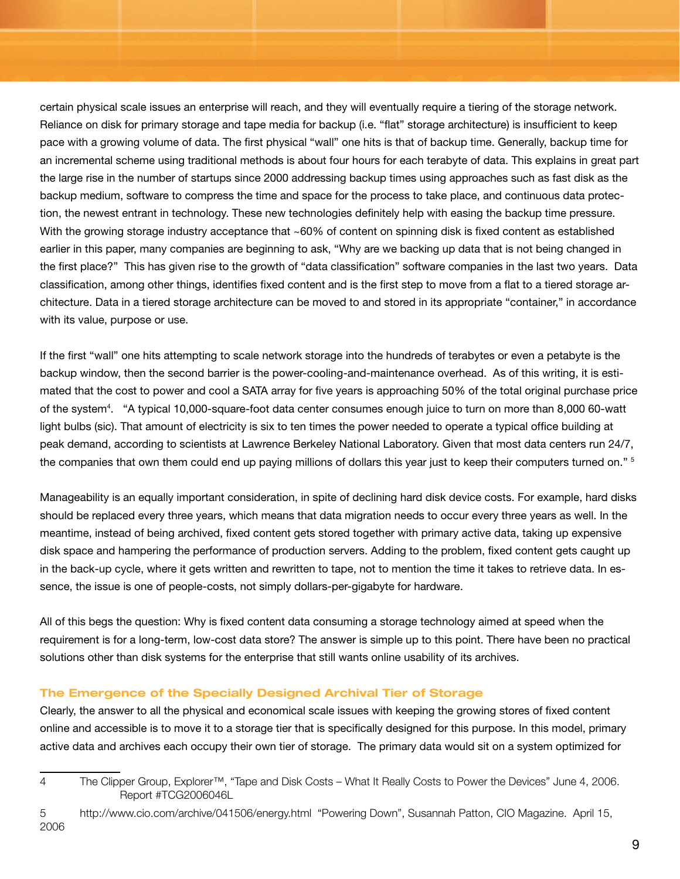certain physical scale issues an enterprise will reach, and they will eventually require a tiering of the storage network. Reliance on disk for primary storage and tape media for backup (i.e. "flat" storage architecture) is insufficient to keep pace with a growing volume of data. The first physical "wall" one hits is that of backup time. Generally, backup time for an incremental scheme using traditional methods is about four hours for each terabyte of data. This explains in great part the large rise in the number of startups since 2000 addressing backup times using approaches such as fast disk as the backup medium, software to compress the time and space for the process to take place, and continuous data protection, the newest entrant in technology. These new technologies definitely help with easing the backup time pressure. With the growing storage industry acceptance that ~60% of content on spinning disk is fixed content as established earlier in this paper, many companies are beginning to ask, "Why are we backing up data that is not being changed in the first place?" This has given rise to the growth of "data classification" software companies in the last two years. Data classification, among other things, identifies fixed content and is the first step to move from a flat to a tiered storage architecture. Data in a tiered storage architecture can be moved to and stored in its appropriate "container," in accordance with its value, purpose or use.

If the first "wall" one hits attempting to scale network storage into the hundreds of terabytes or even a petabyte is the backup window, then the second barrier is the power-cooling-and-maintenance overhead. As of this writing, it is estimated that the cost to power and cool a SATA array for five years is approaching 50% of the total original purchase price of the system[4]. "A typical 10,000-square-foot data center consumes enough juice to turn on more than 8,000 60-watt light bulbs (sic). That amount of electricity is six to ten times the power needed to operate a typical office building at peak demand, according to scientists at Lawrence Berkeley National Laboratory. Given that most data centers run 24/7, the companies that own them could end up paying millions of dollars this year just to keep their computers turned on." [5]

Manageability is an equally important consideration, in spite of declining hard disk device costs. For example, hard disks should be replaced every three years, which means that data migration needs to occur every three years as well. In the meantime, instead of being archived, fixed content gets stored together with primary active data, taking up expensive disk space and hampering the performance of production servers. Adding to the problem, fixed content gets caught up in the back-up cycle, where it gets written and rewritten to tape, not to mention the time it takes to retrieve data. In essence, the issue is one of people-costs, not simply dollars-per-gigabyte for hardware.

All of this begs the question: Why is fixed content data consuming a storage technology aimed at speed when the requirement is for a long-term, low-cost data store? The answer is simple up to this point. There have been no practical solutions other than disk systems for the enterprise that still wants online usability of its archives.

### The Emergence of the Specially Designed Archival Tier of Storage

Clearly, the answer to all the physical and economical scale issues with keeping the growing stores of fixed content online and accessible is to move it to a storage tier that is specifically designed for this purpose. In this model, primary active data and archives each occupy their own tier of storage. The primary data would sit on a system optimized for

---

4 The Clipper Group, Explorer™, "Tape and Disk Costs – What It Really Costs to Power the Devices" June 4, 2006. Report #TCG2006046L

5 http://www.cio.com/archive/041506/energy.html "Powering Down", Susannah Patton, CIO Magazine. April 15, 2006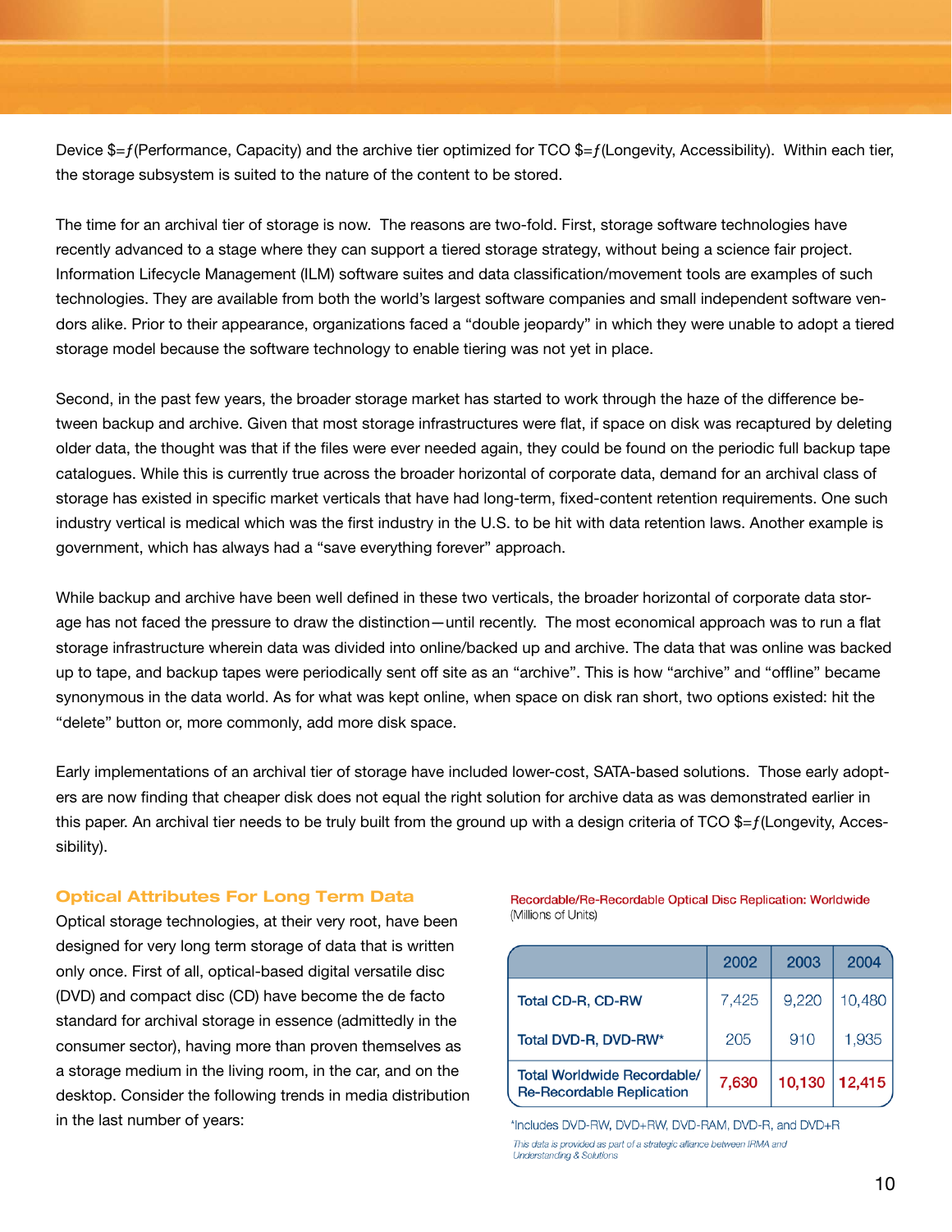Device $=ƒ(Performance, Capacity) and the archive tier optimized for TCO $=ƒ(Longevity, Accessibility). Within each tier, the storage subsystem is suited to the nature of the content to be stored.

The time for an archival tier of storage is now. The reasons are two-fold. First, storage software technologies have recently advanced to a stage where they can support a tiered storage strategy, without being a science fair project. Information Lifecycle Management (ILM) software suites and data classification/movement tools are examples of such technologies. They are available from both the world's largest software companies and small independent software vendors alike. Prior to their appearance, organizations faced a "double jeopardy" in which they were unable to adopt a tiered storage model because the software technology to enable tiering was not yet in place.

Second, in the past few years, the broader storage market has started to work through the haze of the difference between backup and archive. Given that most storage infrastructures were flat, if space on disk was recaptured by deleting older data, the thought was that if the files were ever needed again, they could be found on the periodic full backup tape catalogues. While this is currently true across the broader horizontal of corporate data, demand for an archival class of storage has existed in specific market verticals that have had long-term, fixed-content retention requirements. One such industry vertical is medical which was the first industry in the U.S. to be hit with data retention laws. Another example is government, which has always had a "save everything forever" approach.

While backup and archive have been well defined in these two verticals, the broader horizontal of corporate data storage has not faced the pressure to draw the distinction—until recently. The most economical approach was to run a flat storage infrastructure wherein data was divided into online/backed up and archive. The data that was online was backed up to tape, and backup tapes were periodically sent off site as an "archive". This is how "archive" and "offline" became synonymous in the data world. As for what was kept online, when space on disk ran short, two options existed: hit the "delete" button or, more commonly, add more disk space.

Early implementations of an archival tier of storage have included lower-cost, SATA-based solutions. Those early adopters are now finding that cheaper disk does not equal the right solution for archive data as was demonstrated earlier in this paper. An archival tier needs to be truly built from the ground up with a design criteria of TCO $=ƒ(Longevity, Accessibility).

### Optical Attributes For Long Term Data

Optical storage technologies, at their very root, have been designed for very long term storage of data that is written only once. First of all, optical-based digital versatile disc (DVD) and compact disc (CD) have become the de facto standard for archival storage in essence (admittedly in the consumer sector), having more than proven themselves as a storage medium in the living room, in the car, and on the desktop. Consider the following trends in media distribution in the last number of years:

Recordable/Re-Recordable Optical Disc Replication: Worldwide
(Millions of Units)

| | 2002 | 2003 | 2004 |
|---|---|---|---|
| Total CD-R, CD-RW | 7,425 | 9,220 | 10,480 |
| Total DVD-R, DVD-RW* | 205 | 910 | 1,935 |
| **Total Worldwide Recordable/ Re-Recordable Replication** | **7,630** | **10,130** | **12,415** |

*Includes DVD-RW, DVD+RW, DVD-RAM, DVD-R, and DVD+R

*This data is provided as part of a strategic alliance between IRMA and Understanding & Solutions*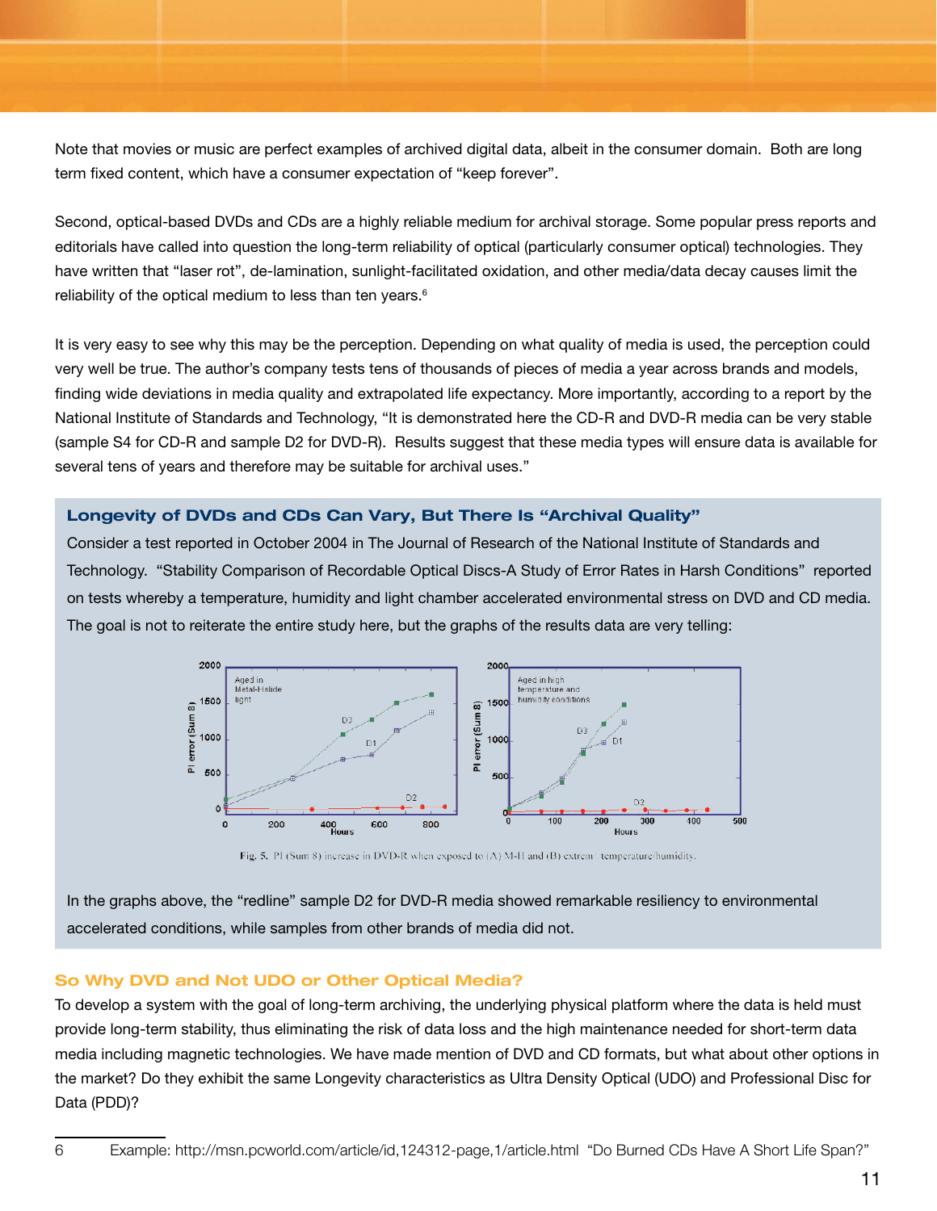Note that movies or music are perfect examples of archived digital data, albeit in the consumer domain. Both are long term fixed content, which have a consumer expectation of "keep forever".

Second, optical-based DVDs and CDs are a highly reliable medium for archival storage. Some popular press reports and editorials have called into question the long-term reliability of optical (particularly consumer optical) technologies. They have written that "laser rot", de-lamination, sunlight-facilitated oxidation, and other media/data decay causes limit the reliability of the optical medium to less than ten years.[6]

It is very easy to see why this may be the perception. Depending on what quality of media is used, the perception could very well be true. The author's company tests tens of thousands of pieces of media a year across brands and models, finding wide deviations in media quality and extrapolated life expectancy. More importantly, according to a report by the National Institute of Standards and Technology, "It is demonstrated here the CD-R and DVD-R media can be very stable (sample S4 for CD-R and sample D2 for DVD-R). Results suggest that these media types will ensure data is available for several tens of years and therefore may be suitable for archival uses."

### Longevity of DVDs and CDs Can Vary, But There Is "Archival Quality"

Consider a test reported in October 2004 in The Journal of Research of the National Institute of Standards and Technology. "Stability Comparison of Recordable Optical Discs-A Study of Error Rates in Harsh Conditions" reported on tests whereby a temperature, humidity and light chamber accelerated environmental stress on DVD and CD media. The goal is not to reiterate the entire study here, but the graphs of the results data are very telling:

Fig. 5. PI (Sum 8) increase in DVD-R when exposed to (A) M-H and (B) extrem temperature/humidity.

In the graphs above, the "redline" sample D2 for DVD-R media showed remarkable resiliency to environmental accelerated conditions, while samples from other brands of media did not.

### So Why DVD and Not UDO or Other Optical Media?

To develop a system with the goal of long-term archiving, the underlying physical platform where the data is held must provide long-term stability, thus eliminating the risk of data loss and the high maintenance needed for short-term data media including magnetic technologies. We have made mention of DVD and CD formats, but what about other options in the market? Do they exhibit the same Longevity characteristics as Ultra Density Optical (UDO) and Professional Disc for Data (PDD)?

---

6 Example: http://msn.pcworld.com/article/id,124312-page,1/article.html "Do Burned CDs Have A Short Life Span?"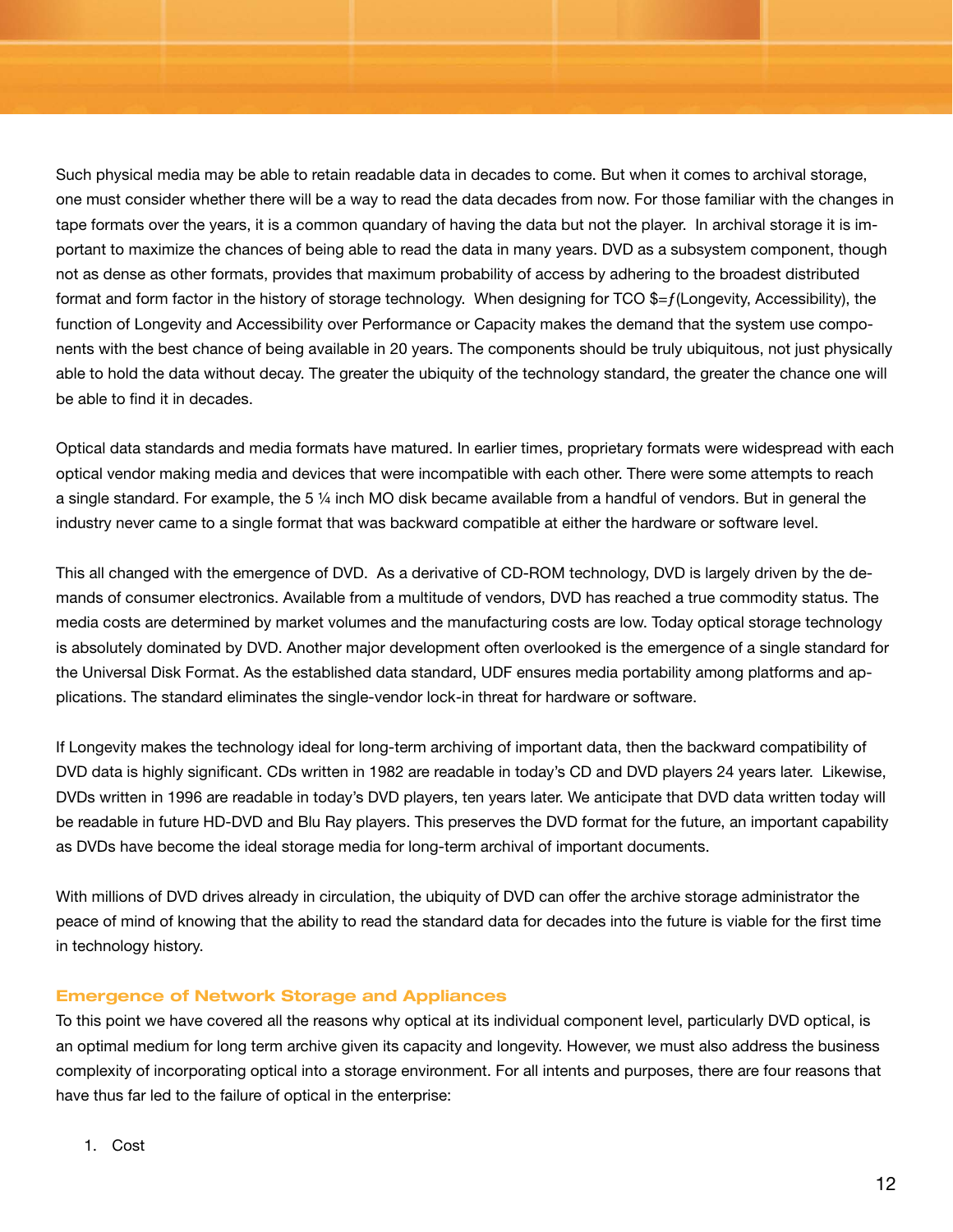Such physical media may be able to retain readable data in decades to come. But when it comes to archival storage, one must consider whether there will be a way to read the data decades from now. For those familiar with the changes in tape formats over the years, it is a common quandary of having the data but not the player. In archival storage it is important to maximize the chances of being able to read the data in many years. DVD as a subsystem component, though not as dense as other formats, provides that maximum probability of access by adhering to the broadest distributed format and form factor in the history of storage technology. When designing for TCO $=ƒ(Longevity, Accessibility), the function of Longevity and Accessibility over Performance or Capacity makes the demand that the system use components with the best chance of being available in 20 years. The components should be truly ubiquitous, not just physically able to hold the data without decay. The greater the ubiquity of the technology standard, the greater the chance one will be able to find it in decades.

Optical data standards and media formats have matured. In earlier times, proprietary formats were widespread with each optical vendor making media and devices that were incompatible with each other. There were some attempts to reach a single standard. For example, the 5 ¼ inch MO disk became available from a handful of vendors. But in general the industry never came to a single format that was backward compatible at either the hardware or software level.

This all changed with the emergence of DVD. As a derivative of CD-ROM technology, DVD is largely driven by the demands of consumer electronics. Available from a multitude of vendors, DVD has reached a true commodity status. The media costs are determined by market volumes and the manufacturing costs are low. Today optical storage technology is absolutely dominated by DVD. Another major development often overlooked is the emergence of a single standard for the Universal Disk Format. As the established data standard, UDF ensures media portability among platforms and applications. The standard eliminates the single-vendor lock-in threat for hardware or software.

If Longevity makes the technology ideal for long-term archiving of important data, then the backward compatibility of DVD data is highly significant. CDs written in 1982 are readable in today's CD and DVD players 24 years later. Likewise, DVDs written in 1996 are readable in today's DVD players, ten years later. We anticipate that DVD data written today will be readable in future HD-DVD and Blu Ray players. This preserves the DVD format for the future, an important capability as DVDs have become the ideal storage media for long-term archival of important documents.

With millions of DVD drives already in circulation, the ubiquity of DVD can offer the archive storage administrator the peace of mind of knowing that the ability to read the standard data for decades into the future is viable for the first time in technology history.

## Emergence of Network Storage and Appliances

To this point we have covered all the reasons why optical at its individual component level, particularly DVD optical, is an optimal medium for long term archive given its capacity and longevity. However, we must also address the business complexity of incorporating optical into a storage environment. For all intents and purposes, there are four reasons that have thus far led to the failure of optical in the enterprise:

1. Cost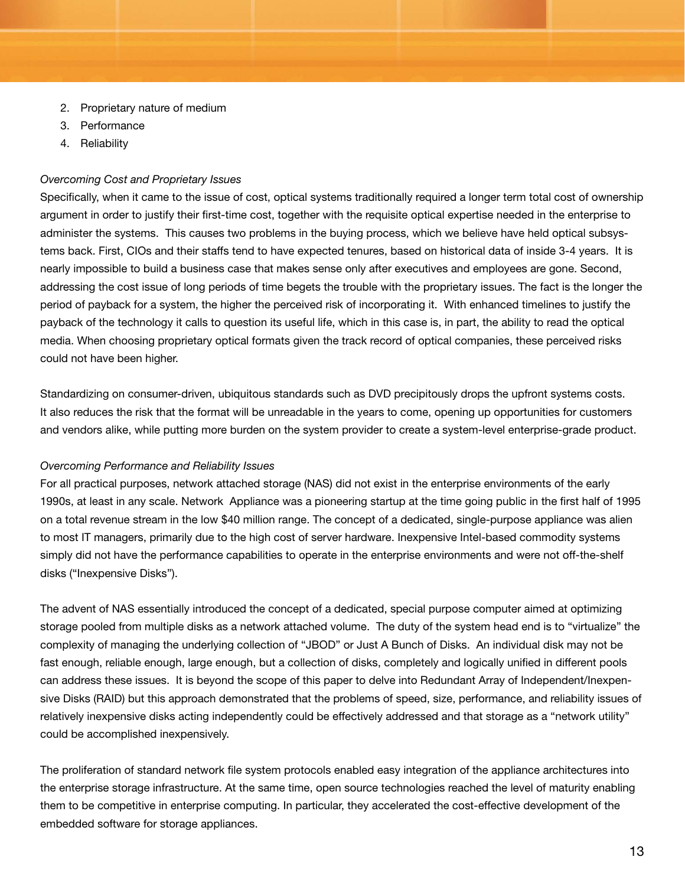2. Proprietary nature of medium
3. Performance
4. Reliability

*Overcoming Cost and Proprietary Issues*

Specifically, when it came to the issue of cost, optical systems traditionally required a longer term total cost of ownership argument in order to justify their first-time cost, together with the requisite optical expertise needed in the enterprise to administer the systems. This causes two problems in the buying process, which we believe have held optical subsystems back. First, CIOs and their staffs tend to have expected tenures, based on historical data of inside 3-4 years. It is nearly impossible to build a business case that makes sense only after executives and employees are gone. Second, addressing the cost issue of long periods of time begets the trouble with the proprietary issues. The fact is the longer the period of payback for a system, the higher the perceived risk of incorporating it. With enhanced timelines to justify the payback of the technology it calls to question its useful life, which in this case is, in part, the ability to read the optical media. When choosing proprietary optical formats given the track record of optical companies, these perceived risks could not have been higher.

Standardizing on consumer-driven, ubiquitous standards such as DVD precipitously drops the upfront systems costs. It also reduces the risk that the format will be unreadable in the years to come, opening up opportunities for customers and vendors alike, while putting more burden on the system provider to create a system-level enterprise-grade product.

*Overcoming Performance and Reliability Issues*

For all practical purposes, network attached storage (NAS) did not exist in the enterprise environments of the early 1990s, at least in any scale. Network Appliance was a pioneering startup at the time going public in the first half of 1995 on a total revenue stream in the low $40 million range. The concept of a dedicated, single-purpose appliance was alien to most IT managers, primarily due to the high cost of server hardware. Inexpensive Intel-based commodity systems simply did not have the performance capabilities to operate in the enterprise environments and were not off-the-shelf disks ("Inexpensive Disks").

The advent of NAS essentially introduced the concept of a dedicated, special purpose computer aimed at optimizing storage pooled from multiple disks as a network attached volume. The duty of the system head end is to "virtualize" the complexity of managing the underlying collection of "JBOD" or Just A Bunch of Disks. An individual disk may not be fast enough, reliable enough, large enough, but a collection of disks, completely and logically unified in different pools can address these issues. It is beyond the scope of this paper to delve into Redundant Array of Independent/Inexpensive Disks (RAID) but this approach demonstrated that the problems of speed, size, performance, and reliability issues of relatively inexpensive disks acting independently could be effectively addressed and that storage as a "network utility" could be accomplished inexpensively.

The proliferation of standard network file system protocols enabled easy integration of the appliance architectures into the enterprise storage infrastructure. At the same time, open source technologies reached the level of maturity enabling them to be competitive in enterprise computing. In particular, they accelerated the cost-effective development of the embedded software for storage appliances.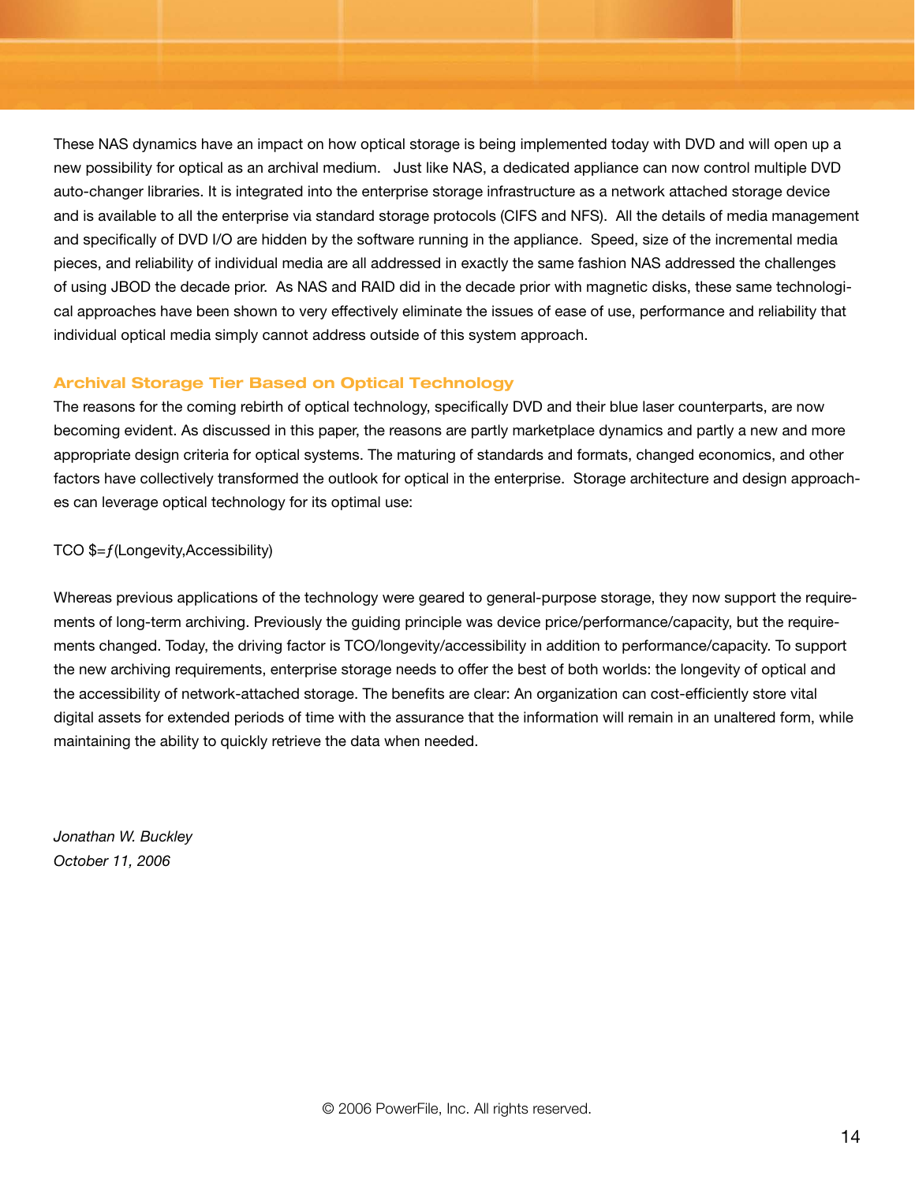These NAS dynamics have an impact on how optical storage is being implemented today with DVD and will open up a new possibility for optical as an archival medium.  Just like NAS, a dedicated appliance can now control multiple DVD auto-changer libraries. It is integrated into the enterprise storage infrastructure as a network attached storage device and is available to all the enterprise via standard storage protocols (CIFS and NFS). All the details of media management and specifically of DVD I/O are hidden by the software running in the appliance. Speed, size of the incremental media pieces, and reliability of individual media are all addressed in exactly the same fashion NAS addressed the challenges of using JBOD the decade prior. As NAS and RAID did in the decade prior with magnetic disks, these same technological approaches have been shown to very effectively eliminate the issues of ease of use, performance and reliability that individual optical media simply cannot address outside of this system approach.

## Archival Storage Tier Based on Optical Technology

The reasons for the coming rebirth of optical technology, specifically DVD and their blue laser counterparts, are now becoming evident. As discussed in this paper, the reasons are partly marketplace dynamics and partly a new and more appropriate design criteria for optical systems. The maturing of standards and formats, changed economics, and other factors have collectively transformed the outlook for optical in the enterprise. Storage architecture and design approaches can leverage optical technology for its optimal use:

TCO $=ƒ(Longevity,Accessibility)

Whereas previous applications of the technology were geared to general-purpose storage, they now support the requirements of long-term archiving. Previously the guiding principle was device price/performance/capacity, but the requirements changed. Today, the driving factor is TCO/longevity/accessibility in addition to performance/capacity. To support the new archiving requirements, enterprise storage needs to offer the best of both worlds: the longevity of optical and the accessibility of network-attached storage. The benefits are clear: An organization can cost-efficiently store vital digital assets for extended periods of time with the assurance that the information will remain in an unaltered form, while maintaining the ability to quickly retrieve the data when needed.

*Jonathan W. Buckley*
*October 11, 2006*

© 2006 PowerFile, Inc. All rights reserved.